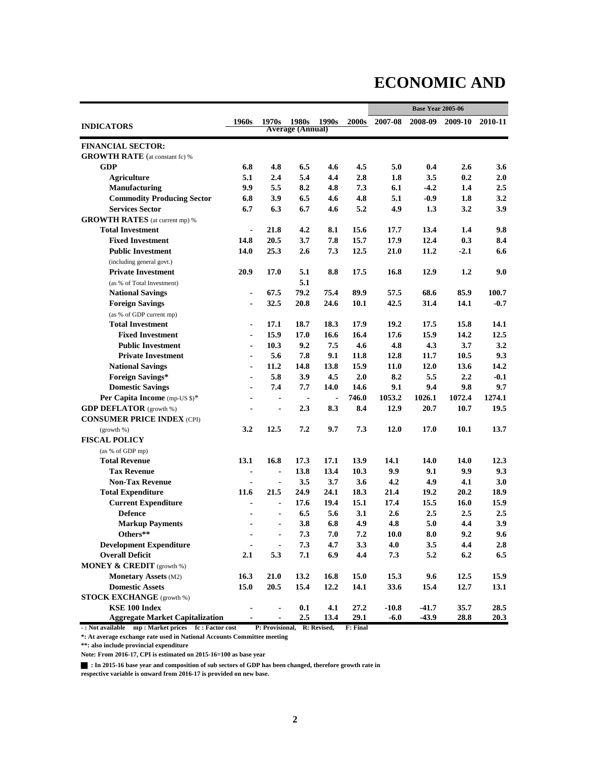# ECONOMIC AND

| INDICATORS | 1960s | 1970s | 1980s | 1990s | 2000s | 2007-08 | 2008-09 | 2009-10 | 2010-11 |
|---|---|---|---|---|---|---|---|---|---|
| | Average (Annual) | | | | | Base Year 2005-06 | | | |
| **FINANCIAL SECTOR:** | | | | | | | | | |
| **GROWTH RATE** (at constant fc) % | | | | | | | | | |
| **GDP** | 6.8 | 4.8 | 6.5 | 4.6 | 4.5 | 5.0 | 0.4 | 2.6 | 3.6 |
| **Agriculture** | 5.1 | 2.4 | 5.4 | 4.4 | 2.8 | 1.8 | 3.5 | 0.2 | 2.0 |
| **Manufacturing** | 9.9 | 5.5 | 8.2 | 4.8 | 7.3 | 6.1 | -4.2 | 1.4 | 2.5 |
| **Commodity Producing Sector** | 6.8 | 3.9 | 6.5 | 4.6 | 4.8 | 5.1 | -0.9 | 1.8 | 3.2 |
| **Services Sector** | 6.7 | 6.3 | 6.7 | 4.6 | 5.2 | 4.9 | 1.3 | 3.2 | 3.9 |
| **GROWTH RATES** (at current mp) % | | | | | | | | | |
| **Total Investment** | - | 21.8 | 4.2 | 8.1 | 15.6 | 17.7 | 13.4 | 1.4 | 9.8 |
| **Fixed Investment** | 14.8 | 20.5 | 3.7 | 7.8 | 15.7 | 17.9 | 12.4 | 0.3 | 8.4 |
| **Public Investment** | 14.0 | 25.3 | 2.6 | 7.3 | 12.5 | 21.0 | 11.2 | -2.1 | 6.6 |
| (including general govt.) | | | | | | | | | |
| **Private Investment** | 20.9 | 17.0 | 5.1 | 8.8 | 17.5 | 16.8 | 12.9 | 1.2 | 9.0 |
| (as % of Total Investment) | | | 5.1 | | | | | | |
| **National Savings** | - | 67.5 | 79.2 | 75.4 | 89.9 | 57.5 | 68.6 | 85.9 | 100.7 |
| **Foreign Savings** | - | 32.5 | 20.8 | 24.6 | 10.1 | 42.5 | 31.4 | 14.1 | -0.7 |
| (as % of GDP current mp) | | | | | | | | | |
| **Total Investment** | - | 17.1 | 18.7 | 18.3 | 17.9 | 19.2 | 17.5 | 15.8 | 14.1 |
| **Fixed Investment** | - | 15.9 | 17.0 | 16.6 | 16.4 | 17.6 | 15.9 | 14.2 | 12.5 |
| **Public Investment** | - | 10.3 | 9.2 | 7.5 | 4.6 | 4.8 | 4.3 | 3.7 | 3.2 |
| **Private Investment** | - | 5.6 | 7.8 | 9.1 | 11.8 | 12.8 | 11.7 | 10.5 | 9.3 |
| **National Savings** | - | 11.2 | 14.8 | 13.8 | 15.9 | 11.0 | 12.0 | 13.6 | 14.2 |
| **Foreign Savings*** | - | 5.8 | 3.9 | 4.5 | 2.0 | 8.2 | 5.5 | 2.2 | -0.1 |
| **Domestic Savings** | - | 7.4 | 7.7 | 14.0 | 14.6 | 9.1 | 9.4 | 9.8 | 9.7 |
| **Per Capita Income** (mp-US $)* | - | - | - | - | 746.0 | 1053.2 | 1026.1 | 1072.4 | 1274.1 |
| **GDP DEFLATOR** (growth %) | - | - | 2.3 | 8.3 | 8.4 | 12.9 | 20.7 | 10.7 | 19.5 |
| **CONSUMER PRICE INDEX** (CPI) | | | | | | | | | |
| (growth %) | 3.2 | 12.5 | 7.2 | 9.7 | 7.3 | 12.0 | 17.0 | 10.1 | 13.7 |
| **FISCAL POLICY** | | | | | | | | | |
| (as % of GDP mp) | | | | | | | | | |
| **Total Revenue** | 13.1 | 16.8 | 17.3 | 17.1 | 13.9 | 14.1 | 14.0 | 14.0 | 12.3 |
| **Tax Revenue** | - | - | 13.8 | 13.4 | 10.3 | 9.9 | 9.1 | 9.9 | 9.3 |
| **Non-Tax Revenue** | - | - | 3.5 | 3.7 | 3.6 | 4.2 | 4.9 | 4.1 | 3.0 |
| **Total Expenditure** | 11.6 | 21.5 | 24.9 | 24.1 | 18.3 | 21.4 | 19.2 | 20.2 | 18.9 |
| **Current Expenditure** | - | - | 17.6 | 19.4 | 15.1 | 17.4 | 15.5 | 16.0 | 15.9 |
| **Defence** | - | - | 6.5 | 5.6 | 3.1 | 2.6 | 2.5 | 2.5 | 2.5 |
| **Markup Payments** | - | - | 3.8 | 6.8 | 4.9 | 4.8 | 5.0 | 4.4 | 3.9 |
| **Others**** | - | - | 7.3 | 7.0 | 7.2 | 10.0 | 8.0 | 9.2 | 9.6 |
| **Development Expenditure** | - | - | 7.3 | 4.7 | 3.3 | 4.0 | 3.5 | 4.4 | 2.8 |
| **Overall Deficit** | 2.1 | 5.3 | 7.1 | 6.9 | 4.4 | 7.3 | 5.2 | 6.2 | 6.5 |
| **MONEY & CREDIT** (growth %) | | | | | | | | | |
| **Monetary Assets** (M2) | 16.3 | 21.0 | 13.2 | 16.8 | 15.0 | 15.3 | 9.6 | 12.5 | 15.9 |
| **Domestic Assets** | 15.0 | 20.5 | 15.4 | 12.2 | 14.1 | 33.6 | 15.4 | 12.7 | 13.1 |
| **STOCK EXCHANGE** (growth %) | | | | | | | | | |
| **KSE 100 Index** | - | - | 0.1 | 4.1 | 27.2 | -10.8 | -41.7 | 35.7 | 28.5 |
| **Aggregate Market Capitalization** | - | - | 2.5 | 13.4 | 29.1 | -6.0 | -43.9 | 28.8 | 20.3 |

**- : Not available mp : Market prices fc : Factor cost P: Provisional, R: Revised, F: Final**

***: At average exchange rate used in National Accounts Committee meeting**

****: also include provincial expenditure**

**Note: From 2016-17, CPI is estimated on 2015-16=100 as base year**

**█ : In 2015-16 base year and composition of sub sectors of GDP has been changed, therefore growth rate in respective variable is onward from 2016-17 is provided on new base.**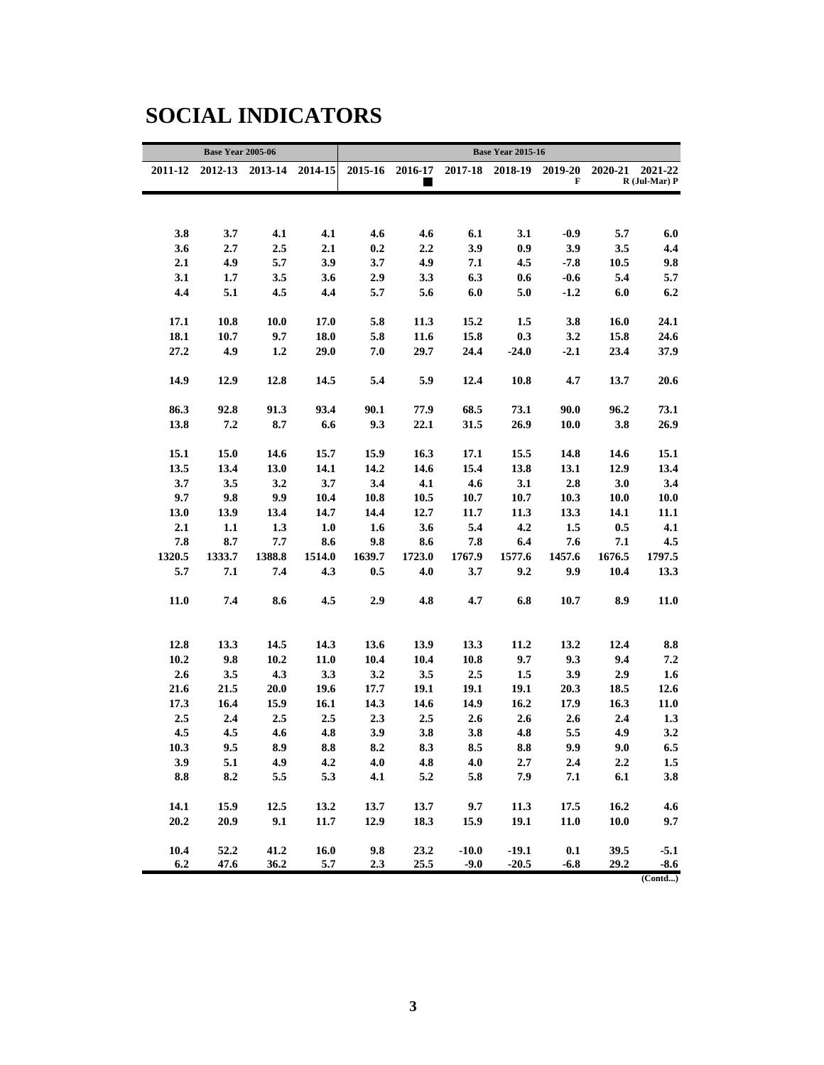# SOCIAL INDICATORS

| Base Year 2005-06 | | | | Base Year 2015-16 | | | | | | |
|---|---|---|---|---|---|---|---|---|---|---|
| 2011-12 | 2012-13 | 2013-14 | 2014-15 | 2015-16 | 2016-17 ■ | 2017-18 | 2018-19 | 2019-20 F | 2020-21 R | 2021-22 (Jul-Mar) P |
| | | | | | | | | | | |
| 3.8 | 3.7 | 4.1 | 4.1 | 4.6 | 4.6 | 6.1 | 3.1 | -0.9 | 5.7 | 6.0 |
| 3.6 | 2.7 | 2.5 | 2.1 | 0.2 | 2.2 | 3.9 | 0.9 | 3.9 | 3.5 | 4.4 |
| 2.1 | 4.9 | 5.7 | 3.9 | 3.7 | 4.9 | 7.1 | 4.5 | -7.8 | 10.5 | 9.8 |
| 3.1 | 1.7 | 3.5 | 3.6 | 2.9 | 3.3 | 6.3 | 0.6 | -0.6 | 5.4 | 5.7 |
| 4.4 | 5.1 | 4.5 | 4.4 | 5.7 | 5.6 | 6.0 | 5.0 | -1.2 | 6.0 | 6.2 |
| | | | | | | | | | | |
| 17.1 | 10.8 | 10.0 | 17.0 | 5.8 | 11.3 | 15.2 | 1.5 | 3.8 | 16.0 | 24.1 |
| 18.1 | 10.7 | 9.7 | 18.0 | 5.8 | 11.6 | 15.8 | 0.3 | 3.2 | 15.8 | 24.6 |
| 27.2 | 4.9 | 1.2 | 29.0 | 7.0 | 29.7 | 24.4 | -24.0 | -2.1 | 23.4 | 37.9 |
| | | | | | | | | | | |
| 14.9 | 12.9 | 12.8 | 14.5 | 5.4 | 5.9 | 12.4 | 10.8 | 4.7 | 13.7 | 20.6 |
| | | | | | | | | | | |
| 86.3 | 92.8 | 91.3 | 93.4 | 90.1 | 77.9 | 68.5 | 73.1 | 90.0 | 96.2 | 73.1 |
| 13.8 | 7.2 | 8.7 | 6.6 | 9.3 | 22.1 | 31.5 | 26.9 | 10.0 | 3.8 | 26.9 |
| | | | | | | | | | | |
| 15.1 | 15.0 | 14.6 | 15.7 | 15.9 | 16.3 | 17.1 | 15.5 | 14.8 | 14.6 | 15.1 |
| 13.5 | 13.4 | 13.0 | 14.1 | 14.2 | 14.6 | 15.4 | 13.8 | 13.1 | 12.9 | 13.4 |
| 3.7 | 3.5 | 3.2 | 3.7 | 3.4 | 4.1 | 4.6 | 3.1 | 2.8 | 3.0 | 3.4 |
| 9.7 | 9.8 | 9.9 | 10.4 | 10.8 | 10.5 | 10.7 | 10.7 | 10.3 | 10.0 | 10.0 |
| 13.0 | 13.9 | 13.4 | 14.7 | 14.4 | 12.7 | 11.7 | 11.3 | 13.3 | 14.1 | 11.1 |
| 2.1 | 1.1 | 1.3 | 1.0 | 1.6 | 3.6 | 5.4 | 4.2 | 1.5 | 0.5 | 4.1 |
| 7.8 | 8.7 | 7.7 | 8.6 | 9.8 | 8.6 | 7.8 | 6.4 | 7.6 | 7.1 | 4.5 |
| 1320.5 | 1333.7 | 1388.8 | 1514.0 | 1639.7 | 1723.0 | 1767.9 | 1577.6 | 1457.6 | 1676.5 | 1797.5 |
| 5.7 | 7.1 | 7.4 | 4.3 | 0.5 | 4.0 | 3.7 | 9.2 | 9.9 | 10.4 | 13.3 |
| | | | | | | | | | | |
| 11.0 | 7.4 | 8.6 | 4.5 | 2.9 | 4.8 | 4.7 | 6.8 | 10.7 | 8.9 | 11.0 |
| | | | | | | | | | | |
| 12.8 | 13.3 | 14.5 | 14.3 | 13.6 | 13.9 | 13.3 | 11.2 | 13.2 | 12.4 | 8.8 |
| 10.2 | 9.8 | 10.2 | 11.0 | 10.4 | 10.4 | 10.8 | 9.7 | 9.3 | 9.4 | 7.2 |
| 2.6 | 3.5 | 4.3 | 3.3 | 3.2 | 3.5 | 2.5 | 1.5 | 3.9 | 2.9 | 1.6 |
| 21.6 | 21.5 | 20.0 | 19.6 | 17.7 | 19.1 | 19.1 | 19.1 | 20.3 | 18.5 | 12.6 |
| 17.3 | 16.4 | 15.9 | 16.1 | 14.3 | 14.6 | 14.9 | 16.2 | 17.9 | 16.3 | 11.0 |
| 2.5 | 2.4 | 2.5 | 2.5 | 2.3 | 2.5 | 2.6 | 2.6 | 2.6 | 2.4 | 1.3 |
| 4.5 | 4.5 | 4.6 | 4.8 | 3.9 | 3.8 | 3.8 | 4.8 | 5.5 | 4.9 | 3.2 |
| 10.3 | 9.5 | 8.9 | 8.8 | 8.2 | 8.3 | 8.5 | 8.8 | 9.9 | 9.0 | 6.5 |
| 3.9 | 5.1 | 4.9 | 4.2 | 4.0 | 4.8 | 4.0 | 2.7 | 2.4 | 2.2 | 1.5 |
| 8.8 | 8.2 | 5.5 | 5.3 | 4.1 | 5.2 | 5.8 | 7.9 | 7.1 | 6.1 | 3.8 |
| | | | | | | | | | | |
| 14.1 | 15.9 | 12.5 | 13.2 | 13.7 | 13.7 | 9.7 | 11.3 | 17.5 | 16.2 | 4.6 |
| 20.2 | 20.9 | 9.1 | 11.7 | 12.9 | 18.3 | 15.9 | 19.1 | 11.0 | 10.0 | 9.7 |
| | | | | | | | | | | |
| 10.4 | 52.2 | 41.2 | 16.0 | 9.8 | 23.2 | -10.0 | -19.1 | 0.1 | 39.5 | -5.1 |
| 6.2 | 47.6 | 36.2 | 5.7 | 2.3 | 25.5 | -9.0 | -20.5 | -6.8 | 29.2 | -8.6 |

(Contd...)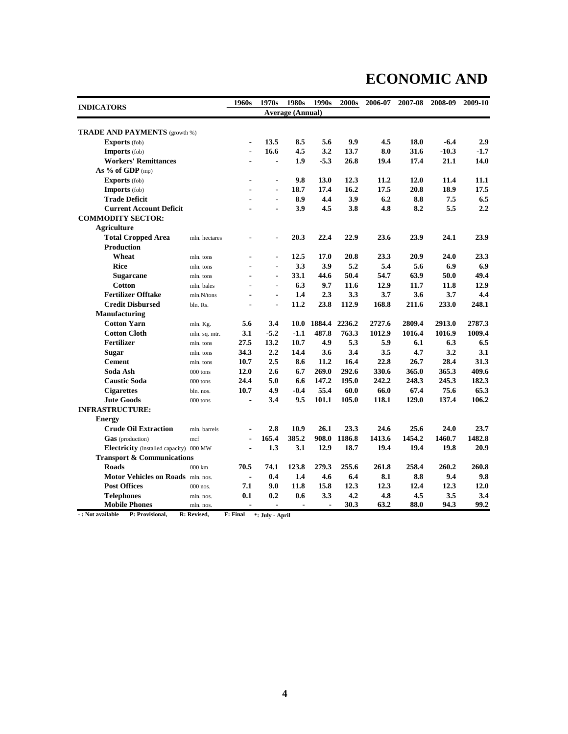# ECONOMIC AND

| INDICATORS | | 1960s | 1970s | 1980s | 1990s | 2000s | 2006-07 | 2007-08 | 2008-09 | 2009-10 |
|---|---|---|---|---|---|---|---|---|---|---|
| | | Average (Annual) | | | | | | | | |
| **TRADE AND PAYMENTS** (growth %) | | | | | | | | | | |
| **Exports** (fob) | | - | 13.5 | 8.5 | 5.6 | 9.9 | 4.5 | 18.0 | -6.4 | 2.9 |
| **Imports** (fob) | | - | 16.6 | 4.5 | 3.2 | 13.7 | 8.0 | 31.6 | -10.3 | -1.7 |
| **Workers' Remittances** | | - | - | 1.9 | -5.3 | 26.8 | 19.4 | 17.4 | 21.1 | 14.0 |
| **As % of GDP** (mp) | | | | | | | | | | |
| **Exports** (fob) | | - | - | 9.8 | 13.0 | 12.3 | 11.2 | 12.0 | 11.4 | 11.1 |
| **Imports** (fob) | | - | - | 18.7 | 17.4 | 16.2 | 17.5 | 20.8 | 18.9 | 17.5 |
| **Trade Deficit** | | - | - | 8.9 | 4.4 | 3.9 | 6.2 | 8.8 | 7.5 | 6.5 |
| **Current Account Deficit** | | - | - | 3.9 | 4.5 | 3.8 | 4.8 | 8.2 | 5.5 | 2.2 |
| **COMMODITY SECTOR:** | | | | | | | | | | |
| **Agriculture** | | | | | | | | | | |
| **Total Cropped Area** | mln. hectares | - | - | 20.3 | 22.4 | 22.9 | 23.6 | 23.9 | 24.1 | 23.9 |
| **Production** | | | | | | | | | | |
| **Wheat** | mln. tons | - | - | 12.5 | 17.0 | 20.8 | 23.3 | 20.9 | 24.0 | 23.3 |
| **Rice** | mln. tons | - | - | 3.3 | 3.9 | 5.2 | 5.4 | 5.6 | 6.9 | 6.9 |
| **Sugarcane** | mln. tons | - | - | 33.1 | 44.6 | 50.4 | 54.7 | 63.9 | 50.0 | 49.4 |
| **Cotton** | mln. bales | - | - | 6.3 | 9.7 | 11.6 | 12.9 | 11.7 | 11.8 | 12.9 |
| **Fertilizer Offtake** | mln.N/tons | - | - | 1.4 | 2.3 | 3.3 | 3.7 | 3.6 | 3.7 | 4.4 |
| **Credit Disbursed** | bln. Rs. | - | - | 11.2 | 23.8 | 112.9 | 168.8 | 211.6 | 233.0 | 248.1 |
| **Manufacturing** | | | | | | | | | | |
| **Cotton Yarn** | mln. Kg. | 5.6 | 3.4 | 10.0 | 1884.4 | 2236.2 | 2727.6 | 2809.4 | 2913.0 | 2787.3 |
| **Cotton Cloth** | mln. sq. mtr. | 3.1 | -5.2 | -1.1 | 487.8 | 763.3 | 1012.9 | 1016.4 | 1016.9 | 1009.4 |
| **Fertilizer** | mln. tons | 27.5 | 13.2 | 10.7 | 4.9 | 5.3 | 5.9 | 6.1 | 6.3 | 6.5 |
| **Sugar** | mln. tons | 34.3 | 2.2 | 14.4 | 3.6 | 3.4 | 3.5 | 4.7 | 3.2 | 3.1 |
| **Cement** | mln. tons | 10.7 | 2.5 | 8.6 | 11.2 | 16.4 | 22.8 | 26.7 | 28.4 | 31.3 |
| **Soda Ash** | 000 tons | 12.0 | 2.6 | 6.7 | 269.0 | 292.6 | 330.6 | 365.0 | 365.3 | 409.6 |
| **Caustic Soda** | 000 tons | 24.4 | 5.0 | 6.6 | 147.2 | 195.0 | 242.2 | 248.3 | 245.3 | 182.3 |
| **Cigarettes** | bln. nos. | 10.7 | 4.9 | -0.4 | 55.4 | 60.0 | 66.0 | 67.4 | 75.6 | 65.3 |
| **Jute Goods** | 000 tons | - | 3.4 | 9.5 | 101.1 | 105.0 | 118.1 | 129.0 | 137.4 | 106.2 |
| **INFRASTRUCTURE:** | | | | | | | | | | |
| **Energy** | | | | | | | | | | |
| **Crude Oil Extraction** | mln. barrels | - | 2.8 | 10.9 | 26.1 | 23.3 | 24.6 | 25.6 | 24.0 | 23.7 |
| **Gas** (production) | mcf | - | 165.4 | 385.2 | 908.0 | 1186.8 | 1413.6 | 1454.2 | 1460.7 | 1482.8 |
| **Electricity** (installed capacity) | 000 MW | - | 1.3 | 3.1 | 12.9 | 18.7 | 19.4 | 19.4 | 19.8 | 20.9 |
| **Transport & Communications** | | | | | | | | | | |
| **Roads** | 000 km | 70.5 | 74.1 | 123.8 | 279.3 | 255.6 | 261.8 | 258.4 | 260.2 | 260.8 |
| **Motor Vehicles on Roads** | mln. nos. | - | 0.4 | 1.4 | 4.6 | 6.4 | 8.1 | 8.8 | 9.4 | 9.8 |
| **Post Offices** | 000 nos. | 7.1 | 9.0 | 11.8 | 15.8 | 12.3 | 12.3 | 12.4 | 12.3 | 12.0 |
| **Telephones** | mln. nos. | 0.1 | 0.2 | 0.6 | 3.3 | 4.2 | 4.8 | 4.5 | 3.5 | 3.4 |
| **Mobile Phones** | mln. nos. | - | - | - | - | 30.3 | 63.2 | 88.0 | 94.3 | 99.2 |

- : Not available  P: Provisional,  R: Revised,  F: Final  *: July - April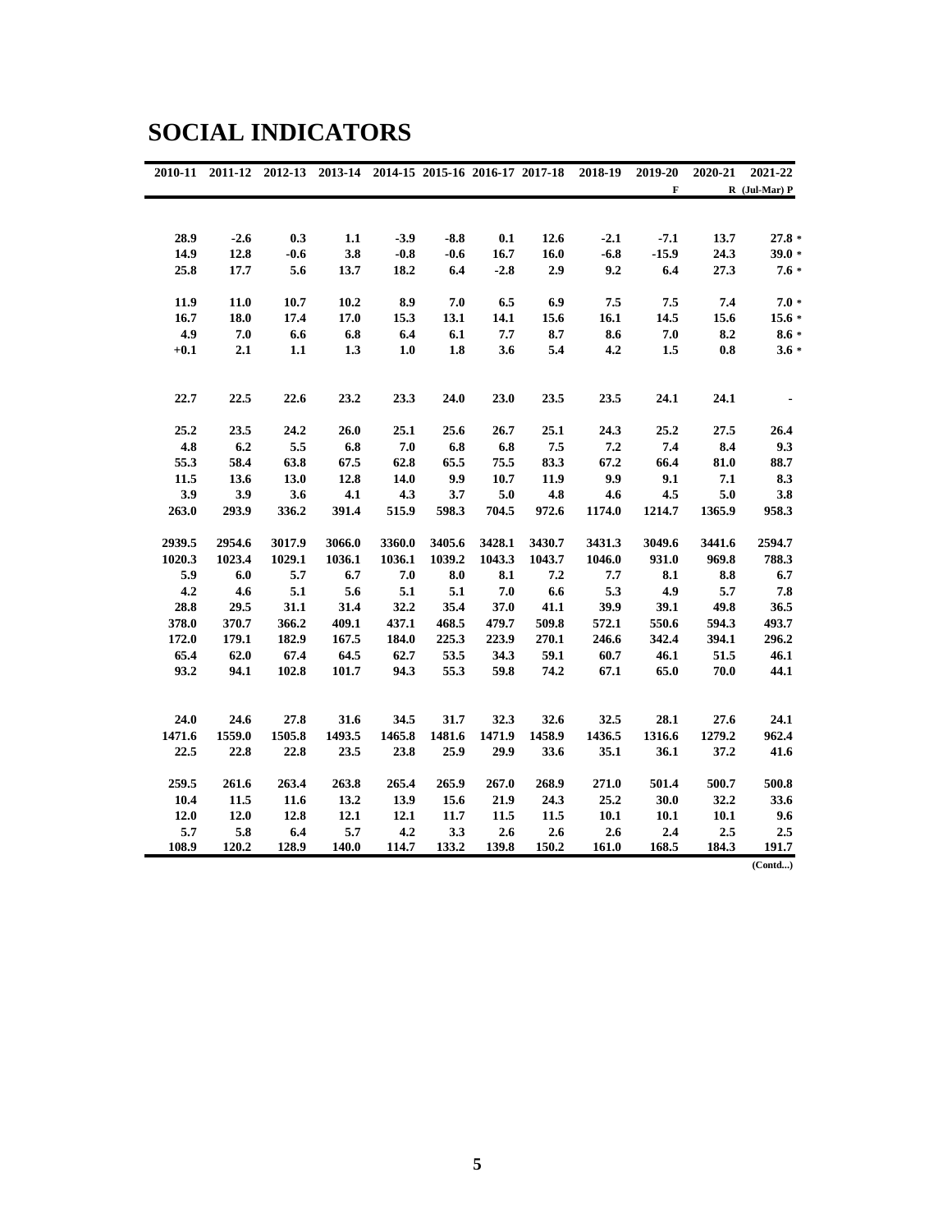# SOCIAL INDICATORS

| 2010-11 | 2011-12 | 2012-13 | 2013-14 | 2014-15 | 2015-16 | 2016-17 | 2017-18 | 2018-19 | 2019-20 F | 2020-21 R | 2021-22 (Jul-Mar) P |
|---|---|---|---|---|---|---|---|---|---|---|---|
| 28.9 | -2.6 | 0.3 | 1.1 | -3.9 | -8.8 | 0.1 | 12.6 | -2.1 | -7.1 | 13.7 | 27.8 * |
| 14.9 | 12.8 | -0.6 | 3.8 | -0.8 | -0.6 | 16.7 | 16.0 | -6.8 | -15.9 | 24.3 | 39.0 * |
| 25.8 | 17.7 | 5.6 | 13.7 | 18.2 | 6.4 | -2.8 | 2.9 | 9.2 | 6.4 | 27.3 | 7.6 * |
| 11.9 | 11.0 | 10.7 | 10.2 | 8.9 | 7.0 | 6.5 | 6.9 | 7.5 | 7.5 | 7.4 | 7.0 * |
| 16.7 | 18.0 | 17.4 | 17.0 | 15.3 | 13.1 | 14.1 | 15.6 | 16.1 | 14.5 | 15.6 | 15.6 * |
| 4.9 | 7.0 | 6.6 | 6.8 | 6.4 | 6.1 | 7.7 | 8.7 | 8.6 | 7.0 | 8.2 | 8.6 * |
| +0.1 | 2.1 | 1.1 | 1.3 | 1.0 | 1.8 | 3.6 | 5.4 | 4.2 | 1.5 | 0.8 | 3.6 * |
| 22.7 | 22.5 | 22.6 | 23.2 | 23.3 | 24.0 | 23.0 | 23.5 | 23.5 | 24.1 | 24.1 | - |
| 25.2 | 23.5 | 24.2 | 26.0 | 25.1 | 25.6 | 26.7 | 25.1 | 24.3 | 25.2 | 27.5 | 26.4 |
| 4.8 | 6.2 | 5.5 | 6.8 | 7.0 | 6.8 | 6.8 | 7.5 | 7.2 | 7.4 | 8.4 | 9.3 |
| 55.3 | 58.4 | 63.8 | 67.5 | 62.8 | 65.5 | 75.5 | 83.3 | 67.2 | 66.4 | 81.0 | 88.7 |
| 11.5 | 13.6 | 13.0 | 12.8 | 14.0 | 9.9 | 10.7 | 11.9 | 9.9 | 9.1 | 7.1 | 8.3 |
| 3.9 | 3.9 | 3.6 | 4.1 | 4.3 | 3.7 | 5.0 | 4.8 | 4.6 | 4.5 | 5.0 | 3.8 |
| 263.0 | 293.9 | 336.2 | 391.4 | 515.9 | 598.3 | 704.5 | 972.6 | 1174.0 | 1214.7 | 1365.9 | 958.3 |
| 2939.5 | 2954.6 | 3017.9 | 3066.0 | 3360.0 | 3405.6 | 3428.1 | 3430.7 | 3431.3 | 3049.6 | 3441.6 | 2594.7 |
| 1020.3 | 1023.4 | 1029.1 | 1036.1 | 1036.1 | 1039.2 | 1043.3 | 1043.7 | 1046.0 | 931.0 | 969.8 | 788.3 |
| 5.9 | 6.0 | 5.7 | 6.7 | 7.0 | 8.0 | 8.1 | 7.2 | 7.7 | 8.1 | 8.8 | 6.7 |
| 4.2 | 4.6 | 5.1 | 5.6 | 5.1 | 5.1 | 7.0 | 6.6 | 5.3 | 4.9 | 5.7 | 7.8 |
| 28.8 | 29.5 | 31.1 | 31.4 | 32.2 | 35.4 | 37.0 | 41.1 | 39.9 | 39.1 | 49.8 | 36.5 |
| 378.0 | 370.7 | 366.2 | 409.1 | 437.1 | 468.5 | 479.7 | 509.8 | 572.1 | 550.6 | 594.3 | 493.7 |
| 172.0 | 179.1 | 182.9 | 167.5 | 184.0 | 225.3 | 223.9 | 270.1 | 246.6 | 342.4 | 394.1 | 296.2 |
| 65.4 | 62.0 | 67.4 | 64.5 | 62.7 | 53.5 | 34.3 | 59.1 | 60.7 | 46.1 | 51.5 | 46.1 |
| 93.2 | 94.1 | 102.8 | 101.7 | 94.3 | 55.3 | 59.8 | 74.2 | 67.1 | 65.0 | 70.0 | 44.1 |
| 24.0 | 24.6 | 27.8 | 31.6 | 34.5 | 31.7 | 32.3 | 32.6 | 32.5 | 28.1 | 27.6 | 24.1 |
| 1471.6 | 1559.0 | 1505.8 | 1493.5 | 1465.8 | 1481.6 | 1471.9 | 1458.9 | 1436.5 | 1316.6 | 1279.2 | 962.4 |
| 22.5 | 22.8 | 22.8 | 23.5 | 23.8 | 25.9 | 29.9 | 33.6 | 35.1 | 36.1 | 37.2 | 41.6 |
| 259.5 | 261.6 | 263.4 | 263.8 | 265.4 | 265.9 | 267.0 | 268.9 | 271.0 | 501.4 | 500.7 | 500.8 |
| 10.4 | 11.5 | 11.6 | 13.2 | 13.9 | 15.6 | 21.9 | 24.3 | 25.2 | 30.0 | 32.2 | 33.6 |
| 12.0 | 12.0 | 12.8 | 12.1 | 12.1 | 11.7 | 11.5 | 11.5 | 10.1 | 10.1 | 10.1 | 9.6 |
| 5.7 | 5.8 | 6.4 | 5.7 | 4.2 | 3.3 | 2.6 | 2.6 | 2.6 | 2.4 | 2.5 | 2.5 |
| 108.9 | 120.2 | 128.9 | 140.0 | 114.7 | 133.2 | 139.8 | 150.2 | 161.0 | 168.5 | 184.3 | 191.7 |

(Contd...)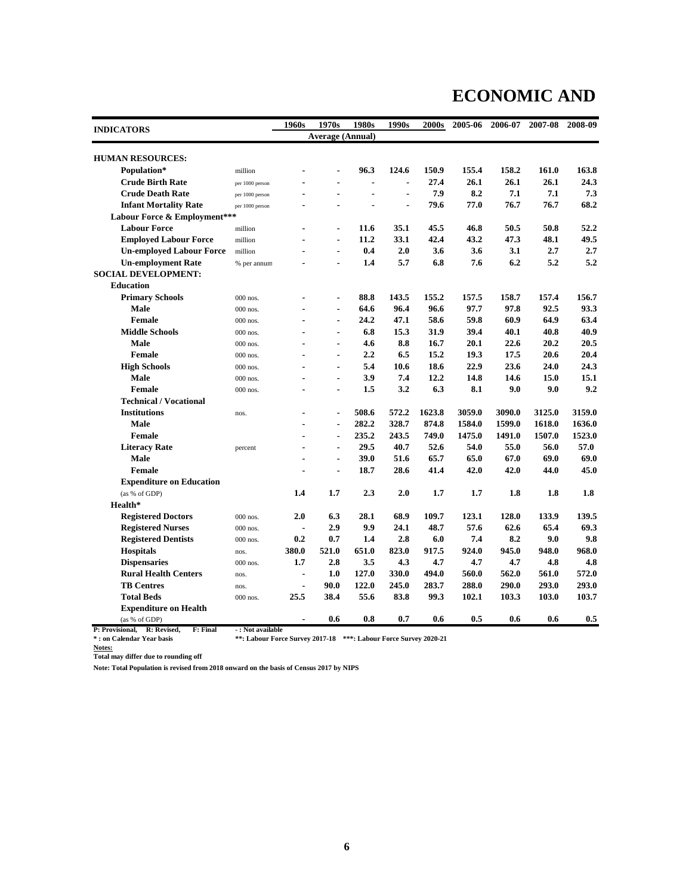# ECONOMIC AND

| INDICATORS | | 1960s | 1970s | 1980s | 1990s | 2000s | 2005-06 | 2006-07 | 2007-08 | 2008-09 |
|---|---|---|---|---|---|---|---|---|---|---|
| | | Average (Annual) | | | | | | | | |
| **HUMAN RESOURCES:** | | | | | | | | | | |
| **Population*** | million | - | - | 96.3 | 124.6 | 150.9 | 155.4 | 158.2 | 161.0 | 163.8 |
| **Crude Birth Rate** | per 1000 person | - | - | - | - | 27.4 | 26.1 | 26.1 | 26.1 | 24.3 |
| **Crude Death Rate** | per 1000 person | - | - | - | - | 7.9 | 8.2 | 7.1 | 7.1 | 7.3 |
| **Infant Mortality Rate** | per 1000 person | - | - | - | - | 79.6 | 77.0 | 76.7 | 76.7 | 68.2 |
| **Labour Force & Employment*** ** | | | | | | | | | | |
| **Labour Force** | million | - | - | 11.6 | 35.1 | 45.5 | 46.8 | 50.5 | 50.8 | 52.2 |
| **Employed Labour Force** | million | - | - | 11.2 | 33.1 | 42.4 | 43.2 | 47.3 | 48.1 | 49.5 |
| **Un-employed Labour Force** | million | - | - | 0.4 | 2.0 | 3.6 | 3.6 | 3.1 | 2.7 | 2.7 |
| **Un-employment Rate** | % per annum | - | - | 1.4 | 5.7 | 6.8 | 7.6 | 6.2 | 5.2 | 5.2 |
| **SOCIAL DEVELOPMENT:** | | | | | | | | | | |
| **Education** | | | | | | | | | | |
| **Primary Schools** | 000 nos. | - | - | 88.8 | 143.5 | 155.2 | 157.5 | 158.7 | 157.4 | 156.7 |
| **Male** | 000 nos. | - | - | 64.6 | 96.4 | 96.6 | 97.7 | 97.8 | 92.5 | 93.3 |
| **Female** | 000 nos. | - | - | 24.2 | 47.1 | 58.6 | 59.8 | 60.9 | 64.9 | 63.4 |
| **Middle Schools** | 000 nos. | - | - | 6.8 | 15.3 | 31.9 | 39.4 | 40.1 | 40.8 | 40.9 |
| **Male** | 000 nos. | - | - | 4.6 | 8.8 | 16.7 | 20.1 | 22.6 | 20.2 | 20.5 |
| **Female** | 000 nos. | - | - | 2.2 | 6.5 | 15.2 | 19.3 | 17.5 | 20.6 | 20.4 |
| **High Schools** | 000 nos. | - | - | 5.4 | 10.6 | 18.6 | 22.9 | 23.6 | 24.0 | 24.3 |
| **Male** | 000 nos. | - | - | 3.9 | 7.4 | 12.2 | 14.8 | 14.6 | 15.0 | 15.1 |
| **Female** | 000 nos. | - | - | 1.5 | 3.2 | 6.3 | 8.1 | 9.0 | 9.0 | 9.2 |
| **Technical / Vocational** | | | | | | | | | | |
| **Institutions** | nos. | - | - | 508.6 | 572.2 | 1623.8 | 3059.0 | 3090.0 | 3125.0 | 3159.0 |
| **Male** | | - | - | 282.2 | 328.7 | 874.8 | 1584.0 | 1599.0 | 1618.0 | 1636.0 |
| **Female** | | - | - | 235.2 | 243.5 | 749.0 | 1475.0 | 1491.0 | 1507.0 | 1523.0 |
| **Literacy Rate** | percent | - | - | 29.5 | 40.7 | 52.6 | 54.0 | 55.0 | 56.0 | 57.0 |
| **Male** | | - | - | 39.0 | 51.6 | 65.7 | 65.0 | 67.0 | 69.0 | 69.0 |
| **Female** | | - | - | 18.7 | 28.6 | 41.4 | 42.0 | 42.0 | 44.0 | 45.0 |
| **Expenditure on Education** | | | | | | | | | | |
| (as % of GDP) | | 1.4 | 1.7 | 2.3 | 2.0 | 1.7 | 1.7 | 1.8 | 1.8 | 1.8 |
| **Health*** | | | | | | | | | | |
| **Registered Doctors** | 000 nos. | 2.0 | 6.3 | 28.1 | 68.9 | 109.7 | 123.1 | 128.0 | 133.9 | 139.5 |
| **Registered Nurses** | 000 nos. | - | 2.9 | 9.9 | 24.1 | 48.7 | 57.6 | 62.6 | 65.4 | 69.3 |
| **Registered Dentists** | 000 nos. | 0.2 | 0.7 | 1.4 | 2.8 | 6.0 | 7.4 | 8.2 | 9.0 | 9.8 |
| **Hospitals** | nos. | 380.0 | 521.0 | 651.0 | 823.0 | 917.5 | 924.0 | 945.0 | 948.0 | 968.0 |
| **Dispensaries** | 000 nos. | 1.7 | 2.8 | 3.5 | 4.3 | 4.7 | 4.7 | 4.7 | 4.8 | 4.8 |
| **Rural Health Centers** | nos. | - | 1.0 | 127.0 | 330.0 | 494.0 | 560.0 | 562.0 | 561.0 | 572.0 |
| **TB Centres** | nos. | - | 90.0 | 122.0 | 245.0 | 283.7 | 288.0 | 290.0 | 293.0 | 293.0 |
| **Total Beds** | 000 nos. | 25.5 | 38.4 | 55.6 | 83.8 | 99.3 | 102.1 | 103.3 | 103.0 | 103.7 |
| **Expenditure on Health** | | | | | | | | | | |
| (as % of GDP) | | - | 0.6 | 0.8 | 0.7 | 0.6 | 0.5 | 0.6 | 0.6 | 0.5 |

**P: Provisional, R: Revised, F: Final** **- : Not available**
***: on Calendar Year basis** ****: Labour Force Survey 2017-18 ***: Labour Force Survey 2020-21**

**Notes:**
**Total may differ due to rounding off**

**Note: Total Population is revised from 2018 onward on the basis of Census 2017 by NIPS**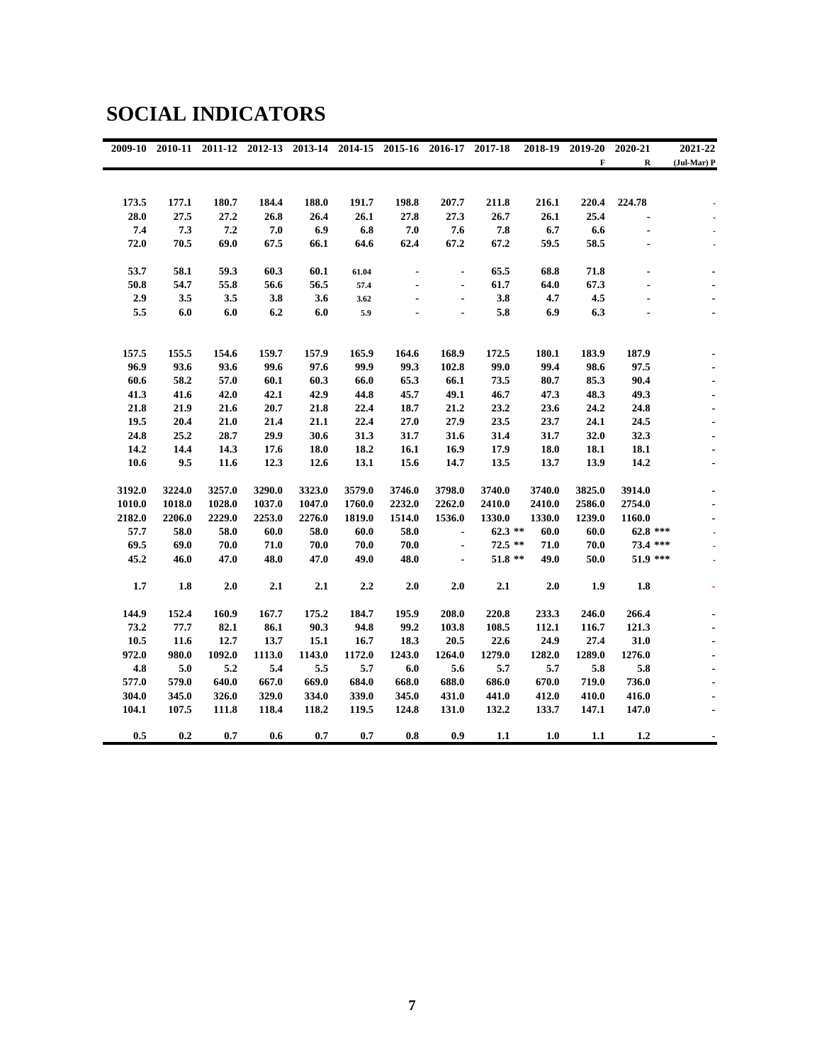# SOCIAL INDICATORS

| 2009-10 | 2010-11 | 2011-12 | 2012-13 | 2013-14 | 2014-15 | 2015-16 | 2016-17 | 2017-18 | 2018-19 | 2019-20 F | 2020-21 R | 2021-22 (Jul-Mar) P |
|---|---|---|---|---|---|---|---|---|---|---|---|---|
| 173.5 | 177.1 | 180.7 | 184.4 | 188.0 | 191.7 | 198.8 | 207.7 | 211.8 | 216.1 | 220.4 | 224.78 | - |
| 28.0 | 27.5 | 27.2 | 26.8 | 26.4 | 26.1 | 27.8 | 27.3 | 26.7 | 26.1 | 25.4 | - | - |
| 7.4 | 7.3 | 7.2 | 7.0 | 6.9 | 6.8 | 7.0 | 7.6 | 7.8 | 6.7 | 6.6 | - | - |
| 72.0 | 70.5 | 69.0 | 67.5 | 66.1 | 64.6 | 62.4 | 67.2 | 67.2 | 59.5 | 58.5 | - | - |
| | | | | | | | | | | | | |
| 53.7 | 58.1 | 59.3 | 60.3 | 60.1 | 61.04 | - | - | 65.5 | 68.8 | 71.8 | - | - |
| 50.8 | 54.7 | 55.8 | 56.6 | 56.5 | 57.4 | - | - | 61.7 | 64.0 | 67.3 | - | - |
| 2.9 | 3.5 | 3.5 | 3.8 | 3.6 | 3.62 | - | - | 3.8 | 4.7 | 4.5 | - | - |
| 5.5 | 6.0 | 6.0 | 6.2 | 6.0 | 5.9 | - | - | 5.8 | 6.9 | 6.3 | - | - |
| | | | | | | | | | | | | |
| 157.5 | 155.5 | 154.6 | 159.7 | 157.9 | 165.9 | 164.6 | 168.9 | 172.5 | 180.1 | 183.9 | 187.9 | - |
| 96.9 | 93.6 | 93.6 | 99.6 | 97.6 | 99.9 | 99.3 | 102.8 | 99.0 | 99.4 | 98.6 | 97.5 | - |
| 60.6 | 58.2 | 57.0 | 60.1 | 60.3 | 66.0 | 65.3 | 66.1 | 73.5 | 80.7 | 85.3 | 90.4 | - |
| 41.3 | 41.6 | 42.0 | 42.1 | 42.9 | 44.8 | 45.7 | 49.1 | 46.7 | 47.3 | 48.3 | 49.3 | - |
| 21.8 | 21.9 | 21.6 | 20.7 | 21.8 | 22.4 | 18.7 | 21.2 | 23.2 | 23.6 | 24.2 | 24.8 | - |
| 19.5 | 20.4 | 21.0 | 21.4 | 21.1 | 22.4 | 27.0 | 27.9 | 23.5 | 23.7 | 24.1 | 24.5 | - |
| 24.8 | 25.2 | 28.7 | 29.9 | 30.6 | 31.3 | 31.7 | 31.6 | 31.4 | 31.7 | 32.0 | 32.3 | - |
| 14.2 | 14.4 | 14.3 | 17.6 | 18.0 | 18.2 | 16.1 | 16.9 | 17.9 | 18.0 | 18.1 | 18.1 | - |
| 10.6 | 9.5 | 11.6 | 12.3 | 12.6 | 13.1 | 15.6 | 14.7 | 13.5 | 13.7 | 13.9 | 14.2 | - |
| | | | | | | | | | | | | |
| 3192.0 | 3224.0 | 3257.0 | 3290.0 | 3323.0 | 3579.0 | 3746.0 | 3798.0 | 3740.0 | 3740.0 | 3825.0 | 3914.0 | - |
| 1010.0 | 1018.0 | 1028.0 | 1037.0 | 1047.0 | 1760.0 | 2232.0 | 2262.0 | 2410.0 | 2410.0 | 2586.0 | 2754.0 | - |
| 2182.0 | 2206.0 | 2229.0 | 2253.0 | 2276.0 | 1819.0 | 1514.0 | 1536.0 | 1330.0 | 1330.0 | 1239.0 | 1160.0 | - |
| 57.7 | 58.0 | 58.0 | 60.0 | 58.0 | 60.0 | 58.0 | - | 62.3 ** | 60.0 | 60.0 | 62.8 *** | - |
| 69.5 | 69.0 | 70.0 | 71.0 | 70.0 | 70.0 | 70.0 | - | 72.5 ** | 71.0 | 70.0 | 73.4 *** | - |
| 45.2 | 46.0 | 47.0 | 48.0 | 47.0 | 49.0 | 48.0 | - | 51.8 ** | 49.0 | 50.0 | 51.9 *** | - |
| | | | | | | | | | | | | |
| 1.7 | 1.8 | 2.0 | 2.1 | 2.1 | 2.2 | 2.0 | 2.0 | 2.1 | 2.0 | 1.9 | 1.8 | - |
| | | | | | | | | | | | | |
| 144.9 | 152.4 | 160.9 | 167.7 | 175.2 | 184.7 | 195.9 | 208.0 | 220.8 | 233.3 | 246.0 | 266.4 | - |
| 73.2 | 77.7 | 82.1 | 86.1 | 90.3 | 94.8 | 99.2 | 103.8 | 108.5 | 112.1 | 116.7 | 121.3 | - |
| 10.5 | 11.6 | 12.7 | 13.7 | 15.1 | 16.7 | 18.3 | 20.5 | 22.6 | 24.9 | 27.4 | 31.0 | - |
| 972.0 | 980.0 | 1092.0 | 1113.0 | 1143.0 | 1172.0 | 1243.0 | 1264.0 | 1279.0 | 1282.0 | 1289.0 | 1276.0 | - |
| 4.8 | 5.0 | 5.2 | 5.4 | 5.5 | 5.7 | 6.0 | 5.6 | 5.7 | 5.7 | 5.8 | 5.8 | - |
| 577.0 | 579.0 | 640.0 | 667.0 | 669.0 | 684.0 | 668.0 | 688.0 | 686.0 | 670.0 | 719.0 | 736.0 | - |
| 304.0 | 345.0 | 326.0 | 329.0 | 334.0 | 339.0 | 345.0 | 431.0 | 441.0 | 412.0 | 410.0 | 416.0 | - |
| 104.1 | 107.5 | 111.8 | 118.4 | 118.2 | 119.5 | 124.8 | 131.0 | 132.2 | 133.7 | 147.1 | 147.0 | - |
| | | | | | | | | | | | | |
| 0.5 | 0.2 | 0.7 | 0.6 | 0.7 | 0.7 | 0.8 | 0.9 | 1.1 | 1.0 | 1.1 | 1.2 | - |